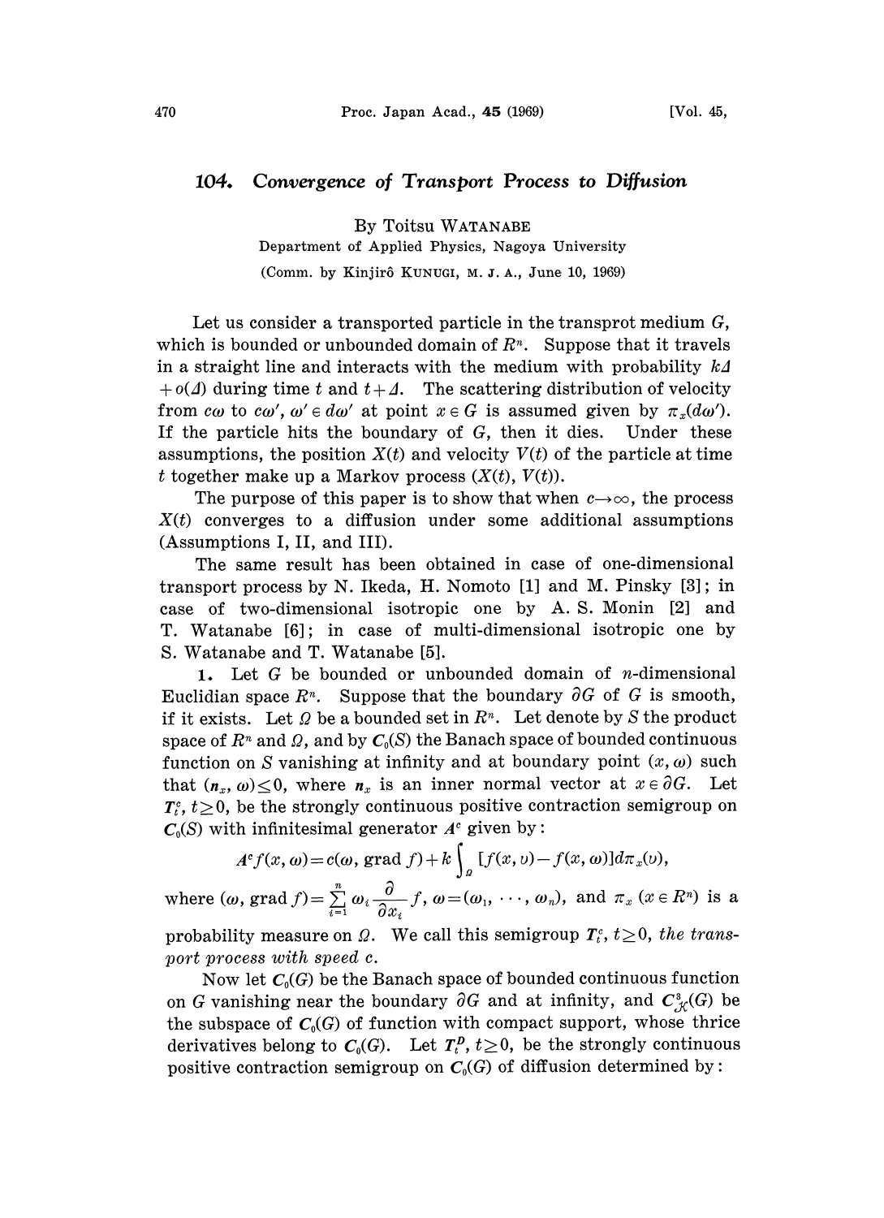# 104. Convergence of Transport Process to Diffusion

By Toitsu WATANABE

Department of Applied Physics, Nagoya University

(Comm. by Kinjirô KUNUGI, M. J. A., June 10, 1969)

Let us consider a transported particle in the transprot medium $G$, which is bounded or unbounded domain of $R^n$. Suppose that it travels in a straight line and interacts with the medium with probability $k\Delta + o(\Delta)$ during time $t$ and $t+\Delta$. The scattering distribution of velocity from $c\omega$ to $c\omega'$, $\omega' \in d\omega'$ at point $x \in G$ is assumed given by $\pi_x(d\omega')$. If the particle hits the boundary of $G$, then it dies. Under these assumptions, the position $X(t)$ and velocity $V(t)$ of the particle at time $t$ together make up a Markov process $(X(t), V(t))$.

The purpose of this paper is to show that when $c \to \infty$, the process $X(t)$ converges to a diffusion under some additional assumptions (Assumptions I, II, and III).

The same result has been obtained in case of one-dimensional transport process by N. Ikeda, H. Nomoto [1] and M. Pinsky [3]; in case of two-dimensional isotropic one by A. S. Monin [2] and T. Watanabe [6]; in case of multi-dimensional isotropic one by S. Watanabe and T. Watanabe [5].

**1.** Let $G$ be bounded or unbounded domain of $n$-dimensional Euclidian space $R^n$. Suppose that the boundary $\partial G$ of $G$ is smooth, if it exists. Let $\Omega$ be a bounded set in $R^n$. Let denote by $S$ the product space of $R^n$ and $\Omega$, and by $C_0(S)$ the Banach space of bounded continuous function on $S$ vanishing at infinity and at boundary point $(x, \omega)$ such that $(n_x, \omega) \le 0$, where $n_x$ is an inner normal vector at $x \in \partial G$. Let $T_t^c$, $t \ge 0$, be the strongly continuous positive contraction semigroup on $C_0(S)$ with infinitesimal generator $A^c$ given by:

$$A^c f(x, \omega) = c(\omega, \operatorname{grad} f) + k\int_\Omega [f(x, v) - f(x, \omega)] d\pi_x(v),$$

where $(\omega, \operatorname{grad} f) = \sum_{i=1}^n \omega_i \frac{\partial}{\partial x_i} f$, $\omega = (\omega_1, \cdots, \omega_n)$, and $\pi_x$ $(x \in R^n)$ is a probability measure on $\Omega$. We call this semigroup $T_t^c$, $t \ge 0$, *the transport process with speed c.*

Now let $C_0(G)$ be the Banach space of bounded continuous function on $G$ vanishing near the boundary $\partial G$ and at infinity, and $C_{\mathcal{K}}^3(G)$ be the subspace of $C_0(G)$ of function with compact support, whose thrice derivatives belong to $C_0(G)$. Let $T_t^D$, $t \ge 0$, be the strongly continuous positive contraction semigroup on $C_0(G)$ of diffusion determined by: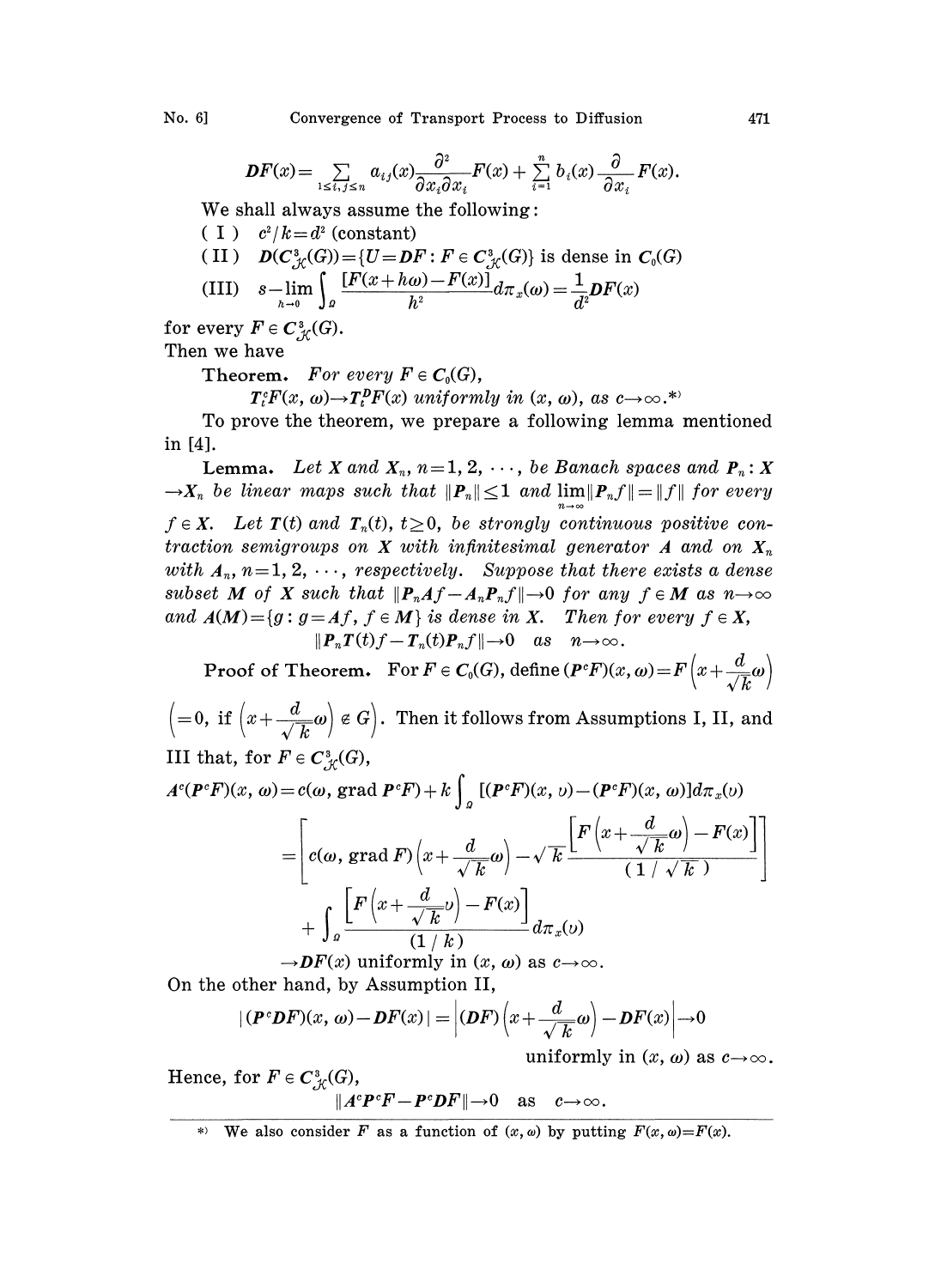$$DF(x) = \sum_{1 \le i,j \le n} a_{ij}(x) \frac{\partial^2}{\partial x_i \partial x_j} F(x) + \sum_{i=1}^{n} b_i(x) \frac{\partial}{\partial x_i} F(x).$$

We shall always assume the following:

( I ) $c^2/k = d^2$ (constant)

( II ) $D(C^3_{\mathcal{K}}(G)) = \{U = DF : F \in C^3_{\mathcal{K}}(G)\}$ is dense in $C_0(G)$

(III) $s - \lim_{h \to 0} \int_\Omega \frac{[F(x+h\omega) - F(x)]}{h^2} d\pi_x(\omega) = \frac{1}{d^2} DF(x)$

for every $F \in C^3_{\mathcal{K}}(G)$.

Then we have

**Theorem.** *For every $F \in C_0(G)$,*

*$T^c_t F(x, \omega) \to T^D_t F(x)$ uniformly in $(x, \omega)$, as $c \to \infty$.*[*]

To prove the theorem, we prepare a following lemma mentioned in [4].

**Lemma.** *Let $X$ and $X_n$, $n = 1, 2, \cdots$, be Banach spaces and $P_n : X \to X_n$ be linear maps such that $\|P_n\| \le 1$ and $\lim_{n\to\infty} \|P_n f\| = \|f\|$ for every $f \in X$. Let $T(t)$ and $T_n(t)$, $t \ge 0$, be strongly continuous positive contraction semigroups on $X$ with infinitesimal generator $A$ and on $X_n$ with $A_n$, $n = 1, 2, \cdots$, respectively. Suppose that there exists a dense subset $M$ of $X$ such that $\|P_n Af - A_n P_n f\| \to 0$ for any $f \in M$ as $n \to \infty$ and $A(M) = \{g : g = Af, f \in M\}$ is dense in $X$. Then for every $f \in X$,*

$$\|P_n T(t) f - T_n(t) P_n f\| \to 0 \quad \text{as} \quad n \to \infty.$$

**Proof of Theorem.** For $F \in C_0(G)$, define $(P^c F)(x, \omega) = F\left(x + \frac{d}{\sqrt{k}}\omega\right)$ $\left(= 0, \text{ if } \left(x + \frac{d}{\sqrt{k}}\omega\right) \notin G\right)$. Then it follows from Assumptions I, II, and III that, for $F \in C^3_{\mathcal{K}}(G)$,

$$\begin{aligned}
A^c(P^c F)(x, \omega) &= c(\omega, \text{grad } P^c F) + k \int_\Omega [(P^c F)(x, \upsilon) - (P^c F)(x, \omega)] d\pi_x(\upsilon) \\
&= \left[ c(\omega, \text{grad } F)\left(x + \frac{d}{\sqrt{k}}\omega\right) - \sqrt{k} \frac{\left[F\left(x + \frac{d}{\sqrt{k}}\omega\right) - F(x)\right]}{(1/\sqrt{k})} \right] \\
&\quad + \int_\Omega \frac{\left[F\left(x + \frac{d}{\sqrt{k}}\upsilon\right) - F(x)\right]}{(1/k)} d\pi_x(\upsilon) \\
&\to DF(x) \text{ uniformly in } (x, \omega) \text{ as } c \to \infty.
\end{aligned}$$

On the other hand, by Assumption II,

$$|(P^c DF)(x, \omega) - DF(x)| = \left| (DF)\left(x + \frac{d}{\sqrt{k}}\omega\right) - DF(x) \right| \to 0$$

uniformly in $(x, \omega)$ as $c \to \infty$.

Hence, for $F \in C^3_{\mathcal{K}}(G)$,

$$\|A^c P^c F - P^c DF\| \to 0 \quad \text{as} \quad c \to \infty.$$

---

[*] We also consider $F$ as a function of $(x, \omega)$ by putting $F(x, \omega) = F(x)$.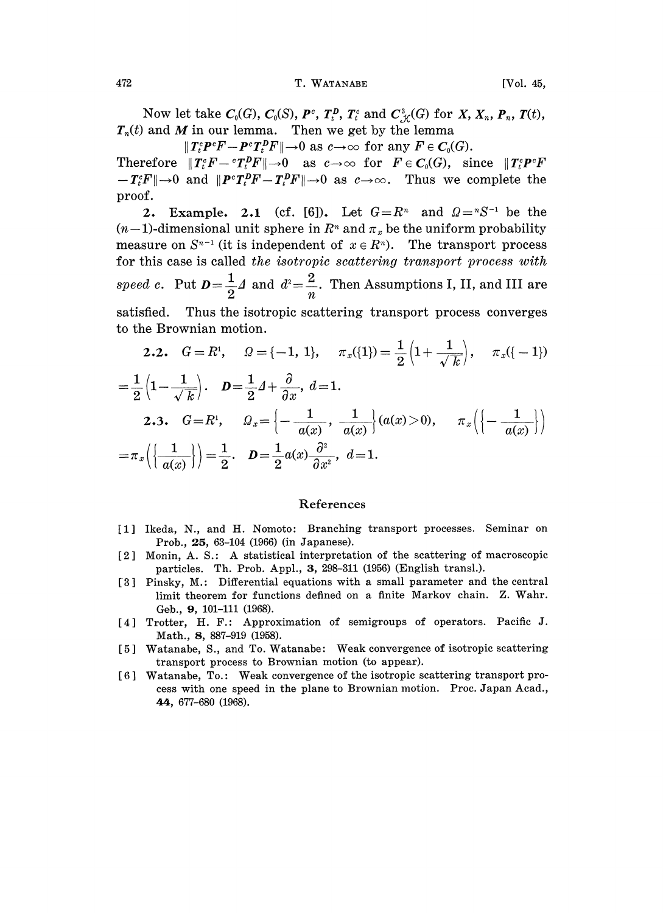Now let take $C_0(G)$, $C_0(S)$, $P^c$, $T_t^D$, $T_t^c$ and $C^3_{\mathcal{K}}(G)$ for $X$, $X_n$, $P_n$, $T(t)$, $T_n(t)$ and $M$ in our lemma. Then we get by the lemma

$$\|T_t^c P^c F - P^c T_t^D F\| \to 0 \text{ as } c \to \infty \text{ for any } F \in C_0(G).$$

Therefore $\|T_t^c F - {}^c T_t^D F\| \to 0$ as $c \to \infty$ for $F \in C_0(G)$, since $\|T_t^c P^c F - T_t^c F\| \to 0$ and $\|P^c T_t^D F - T_t^D F\| \to 0$ as $c \to \infty$. Thus we complete the proof.

**2. Example. 2.1** (cf. [6]). Let $G = R^n$ and $\Omega = {}^n S^{-1}$ be the $(n-1)$-dimensional unit sphere in $R^n$ and $\pi_x$ be the uniform probability measure on $S^{n-1}$ (it is independent of $x \in R^n$). The transport process for this case is called *the isotropic scattering transport process with speed c*. Put $D = \frac{1}{2}\Delta$ and $d^2 = \frac{2}{n}$. Then Assumptions I, II, and III are satisfied. Thus the isotropic scattering transport process converges to the Brownian motion.

**2.2.** $G = R^1$, $\Omega = \{-1, 1\}$, $\pi_x(\{1\}) = \frac{1}{2}\left(1 + \frac{1}{\sqrt{k}}\right)$, $\pi_x(\{-1\}) = \frac{1}{2}\left(1 - \frac{1}{\sqrt{k}}\right)$. $D = \frac{1}{2}\Delta + \frac{\partial}{\partial x}$, $d = 1$.

**2.3.** $G = R^1$, $\Omega_x = \left\{-\frac{1}{a(x)}, \frac{1}{a(x)}\right\}$ $(a(x) > 0)$, $\pi_x\left(\left\{-\frac{1}{a(x)}\right\}\right) = \pi_x\left(\left\{\frac{1}{a(x)}\right\}\right) = \frac{1}{2}$. $D = \frac{1}{2}a(x)\frac{\partial^2}{\partial x^2}$, $d = 1$.

## References

[1] Ikeda, N., and H. Nomoto: Branching transport processes. Seminar on Prob., **25**, 63–104 (1966) (in Japanese).

[2] Monin, A. S.: A statistical interpretation of the scattering of macroscopic particles. Th. Prob. Appl., **3**, 298–311 (1956) (English transl.).

[3] Pinsky, M.: Differential equations with a small parameter and the central limit theorem for functions defined on a finite Markov chain. Z. Wahr. Geb., **9**, 101–111 (1968).

[4] Trotter, H. F.: Approximation of semigroups of operators. Pacific J. Math., **8**, 887–919 (1958).

[5] Watanabe, S., and To. Watanabe: Weak convergence of isotropic scattering transport process to Brownian motion (to appear).

[6] Watanabe, To.: Weak convergence of the isotropic scattering transport process with one speed in the plane to Brownian motion. Proc. Japan Acad., **44**, 677–680 (1968).